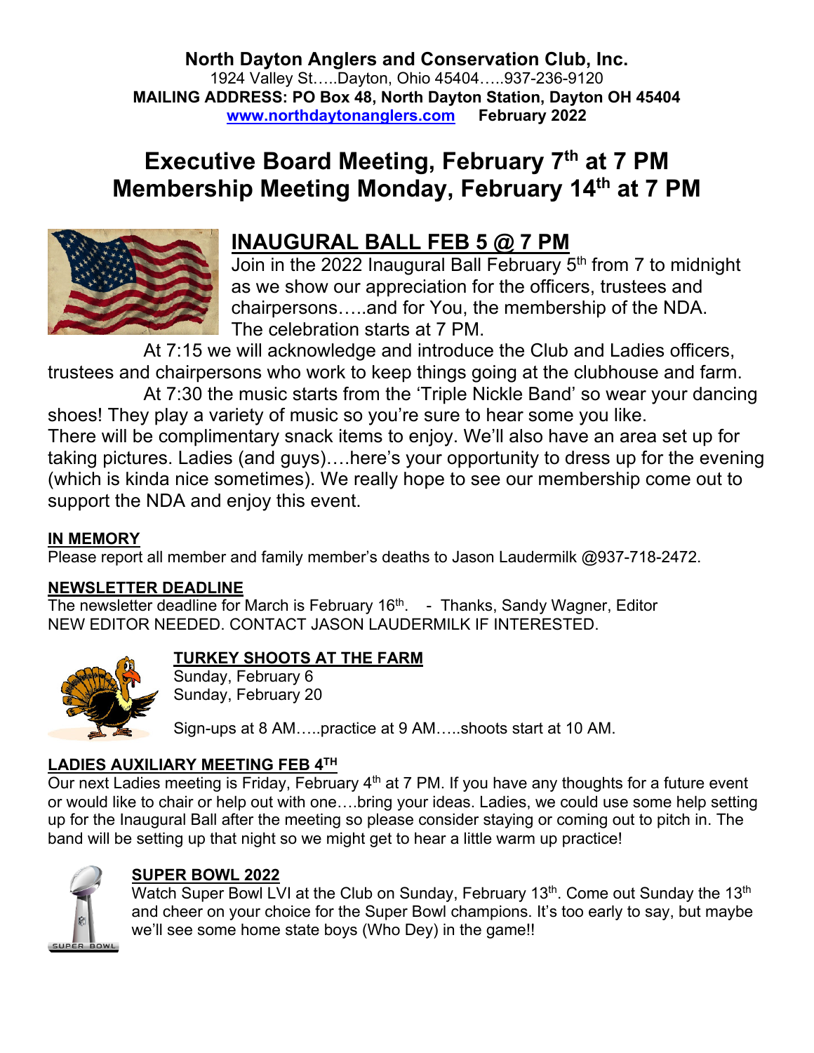**North Dayton Anglers and Conservation Club, Inc.**
1924 Valley St…..Dayton, Ohio 45404…..937-236-9120
**MAILING ADDRESS: PO Box 48, North Dayton Station, Dayton OH 45404**
**www.northdaytonanglers.com February 2022**

# Executive Board Meeting, February 7th at 7 PM
# Membership Meeting Monday, February 14th at 7 PM

## INAUGURAL BALL FEB 5 @ 7 PM

Join in the 2022 Inaugural Ball February 5th from 7 to midnight as we show our appreciation for the officers, trustees and chairpersons…..and for You, the membership of the NDA. The celebration starts at 7 PM.

At 7:15 we will acknowledge and introduce the Club and Ladies officers, trustees and chairpersons who work to keep things going at the clubhouse and farm.

At 7:30 the music starts from the 'Triple Nickle Band' so wear your dancing shoes! They play a variety of music so you're sure to hear some you like. There will be complimentary snack items to enjoy. We'll also have an area set up for taking pictures. Ladies (and guys)….here's your opportunity to dress up for the evening (which is kinda nice sometimes). We really hope to see our membership come out to support the NDA and enjoy this event.

**IN MEMORY**

Please report all member and family member's deaths to Jason Laudermilk @937-718-2472.

**NEWSLETTER DEADLINE**

The newsletter deadline for March is February 16th. - Thanks, Sandy Wagner, Editor
NEW EDITOR NEEDED. CONTACT JASON LAUDERMILK IF INTERESTED.

**TURKEY SHOOTS AT THE FARM**

Sunday, February 6
Sunday, February 20

Sign-ups at 8 AM…..practice at 9 AM…..shoots start at 10 AM.

**LADIES AUXILIARY MEETING FEB 4TH**

Our next Ladies meeting is Friday, February 4th at 7 PM. If you have any thoughts for a future event or would like to chair or help out with one….bring your ideas. Ladies, we could use some help setting up for the Inaugural Ball after the meeting so please consider staying or coming out to pitch in. The band will be setting up that night so we might get to hear a little warm up practice!

**SUPER BOWL 2022**

Watch Super Bowl LVI at the Club on Sunday, February 13th. Come out Sunday the 13th and cheer on your choice for the Super Bowl champions. It's too early to say, but maybe we'll see some home state boys (Who Dey) in the game!!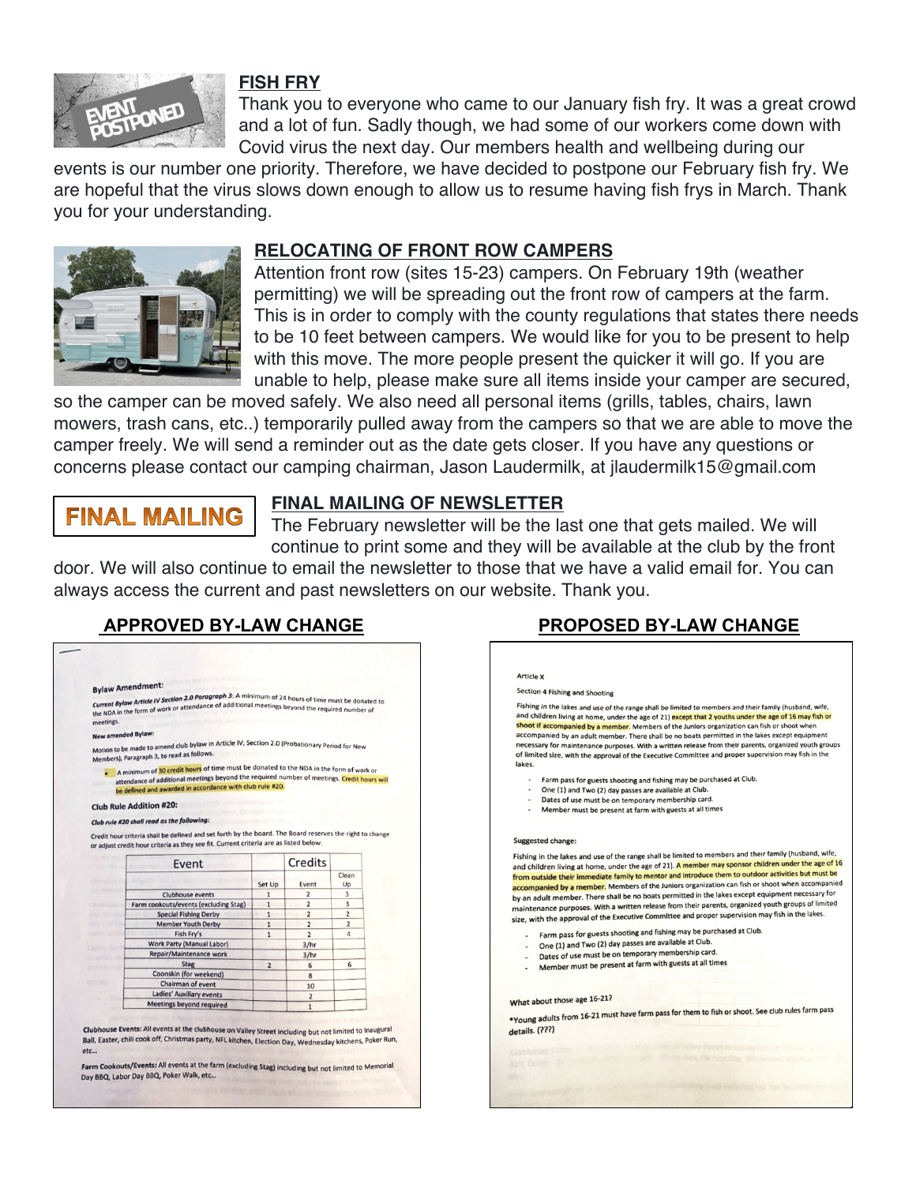## FISH FRY

Thank you to everyone who came to our January fish fry. It was a great crowd and a lot of fun. Sadly though, we had some of our workers come down with Covid virus the next day. Our members health and wellbeing during our events is our number one priority. Therefore, we have decided to postpone our February fish fry. We are hopeful that the virus slows down enough to allow us to resume having fish frys in March. Thank you for your understanding.

## RELOCATING OF FRONT ROW CAMPERS

Attention front row (sites 15-23) campers. On February 19th (weather permitting) we will be spreading out the front row of campers at the farm. This is in order to comply with the county regulations that states there needs to be 10 feet between campers. We would like for you to be present to help with this move. The more people present the quicker it will go. If you are unable to help, please make sure all items inside your camper are secured, so the camper can be moved safely. We also need all personal items (grills, tables, chairs, lawn mowers, trash cans, etc..) temporarily pulled away from the campers so that we are able to move the camper freely. We will send a reminder out as the date gets closer. If you have any questions or concerns please contact our camping chairman, Jason Laudermilk, at jlaudermilk15@gmail.com

## FINAL MAILING OF NEWSLETTER

The February newsletter will be the last one that gets mailed. We will continue to print some and they will be available at the club by the front door. We will also continue to email the newsletter to those that we have a valid email for. You can always access the current and past newsletters on our website. Thank you.

## APPROVED BY-LAW CHANGE

**Bylaw Amendment:**

***Current Bylaw Article IV Section 2.0 Paragraph 3:*** A minimum of 24 hours of time must be donated to the NDA in the form of work or attendance of additional meetings beyond the required number of meetings.

**New amended Bylaw:**

Motion to be made to amend club bylaw in Article IV, Section 2.0 (Probationary Period for New Members), Paragraph 3, to read as follows.

- A minimum of 30 credit hours of time must be donated to the NDA in the form of work or attendance of additional meetings beyond the required number of meetings. Credit hours will be defined and awarded in accordance with club rule #20.

**Club Rule Addition #20:**

***Club rule #20 shall read as the following:***

Credit hour criteria shall be defined and set forth by the board. The Board reserves the right to change or adjust credit hour criteria as they see fit. Current criteria are as listed below.

| Event | Credits | | |
|---|---|---|---|
| | Set Up | Event | Clean Up |
| Clubhouse events | 1 | 2 | 3 |
| Farm cookouts/events (excluding Stag) | 1 | 2 | 3 |
| Special Fishing Derby | 1 | 2 | 2 |
| Member Youth Derby | 1 | 2 | 2 |
| Fish Fry's | 1 | 2 | 4 |
| Work Party (Manual Labor) | | 3/hr | |
| Repair/Maintenance work | | 3/hr | |
| Stag | 2 | 6 | 6 |
| Coonskin (for weekend) | | 8 | |
| Chairman of event | | 10 | |
| Ladies' Auxiliary events | | 2 | |
| Meetings beyond required | | 1 | |

**Clubhouse Events:** All events at the clubhouse on Valley Street including but not limited to Inaugural Ball, Easter, chili cook off, Christmas party, NFL kitchen, Election Day, Wednesday kitchens, Poker Run, etc...

**Farm Cookouts/Events:** All events at the farm (excluding Stag) including but not limited to Memorial Day BBQ, Labor Day BBQ, Poker Walk, etc...

## PROPOSED BY-LAW CHANGE

**Article X**

**Section 4 Fishing and Shooting**

Fishing in the lakes and use of the range shall be limited to members and their family (husband, wife, and children living at home, under the age of 21) except that 2 youths under the age of 16 may fish or shoot if accompanied by a member. Members of the Juniors organization can fish or shoot when accompanied by an adult member. There shall be no boats permitted in the lakes except equipment necessary for maintenance purposes. With a written release from their parents, organized youth groups of limited size, with the approval of the Executive Committee and proper supervision may fish in the lakes.

- Farm pass for guests shooting and fishing may be purchased at Club.
- One (1) and Two (2) day passes are available at Club.
- Dates of use must be on temporary membership card.
- Member must be present at farm with guests at all times

**Suggested change:**

Fishing in the lakes and use of the range shall be limited to members and their family (husband, wife, and children living at home, under the age of 21). A member may sponsor children under the age of 16 from outside their immediate family to mentor and introduce them to outdoor activities but must be accompanied by a member. Members of the Juniors organization can fish or shoot when accompanied by an adult member. There shall be no boats permitted in the lakes except equipment necessary for maintenance purposes. With a written release from their parents, organized youth groups of limited size, with the approval of the Executive Committee and proper supervision may fish in the lakes.

- Farm pass for guests shooting and fishing may be purchased at Club.
- One (1) and Two (2) day passes are available at Club.
- Dates of use must be on temporary membership card.
- Member must be present at farm with guests at all times

**What about those age 16-21?**

***Young adults from 16-21 must have farm pass for them to fish or shoot. See club rules farm pass details. (???)**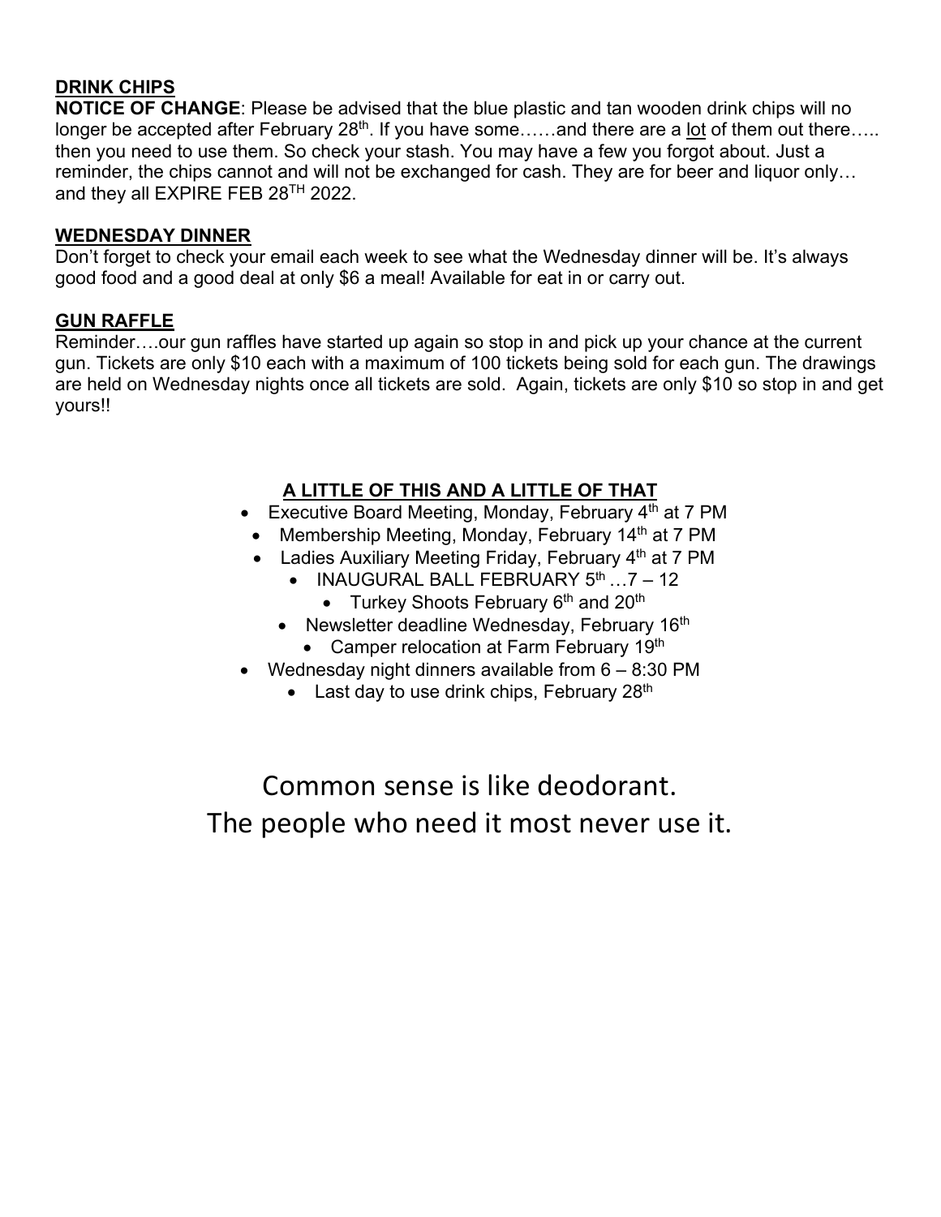## DRINK CHIPS

**NOTICE OF CHANGE**: Please be advised that the blue plastic and tan wooden drink chips will no longer be accepted after February 28th. If you have some……and there are a lot of them out there….. then you need to use them. So check your stash. You may have a few you forgot about. Just a reminder, the chips cannot and will not be exchanged for cash. They are for beer and liquor only… and they all EXPIRE FEB 28TH 2022.

## WEDNESDAY DINNER

Don't forget to check your email each week to see what the Wednesday dinner will be. It's always good food and a good deal at only $6 a meal! Available for eat in or carry out.

## GUN RAFFLE

Reminder….our gun raffles have started up again so stop in and pick up your chance at the current gun. Tickets are only $10 each with a maximum of 100 tickets being sold for each gun. The drawings are held on Wednesday nights once all tickets are sold. Again, tickets are only $10 so stop in and get yours!!

## A LITTLE OF THIS AND A LITTLE OF THAT

- Executive Board Meeting, Monday, February 4th at 7 PM
- Membership Meeting, Monday, February 14th at 7 PM
- Ladies Auxiliary Meeting Friday, February 4th at 7 PM
- INAUGURAL BALL FEBRUARY 5th …7 – 12
- Turkey Shoots February 6th and 20th
- Newsletter deadline Wednesday, February 16th
- Camper relocation at Farm February 19th
- Wednesday night dinners available from 6 – 8:30 PM
- Last day to use drink chips, February 28th

Common sense is like deodorant.
The people who need it most never use it.